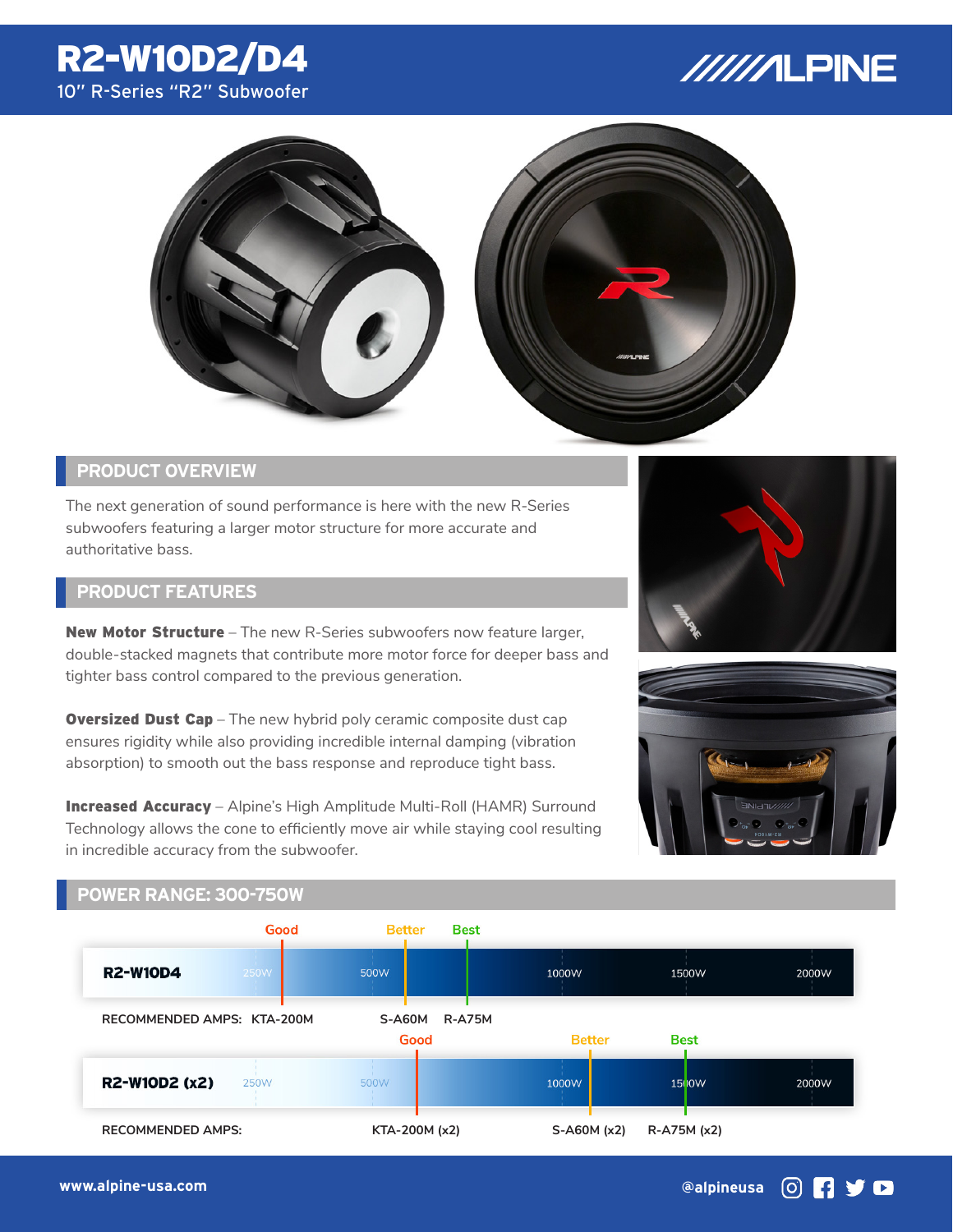# R2-W10D2/D4

10" R-Series "R2" Subwoofer

## PRODUCT OVERVIEW

The next generation of sound performance is here with the new R-Series subwoofers featuring a larger motor structure for more accurate and authoritative bass.

## PRODUCT FEATURES

**New Motor Structure** – The new R-Series subwoofers now feature larger, double-stacked magnets that contribute more motor force for deeper bass and tighter bass control compared to the previous generation.

**Oversized Dust Cap** – The new hybrid poly ceramic composite dust cap ensures rigidity while also providing incredible internal damping (vibration absorption) to smooth out the bass response and reproduce tight bass.

**Increased Accuracy** – Alpine's High Amplitude Multi-Roll (HAMR) Surround Technology allows the cone to efficiently move air while staying cool resulting in incredible accuracy from the subwoofer.

## POWER RANGE: 300-750W

**R2-W10D4** (scale: 250W, 500W, 1000W, 1500W, 2000W)

| | Good | Better | Best |
| --- | --- | --- | --- |
| RECOMMENDED AMPS: | KTA-200M | S-A60M | R-A75M |

**R2-W10D2 (x2)** (scale: 250W, 500W, 1000W, 1500W, 2000W)

| | Good | Better | Best |
| --- | --- | --- | --- |
| RECOMMENDED AMPS: | KTA-200M (x2) | S-A60M (x2) | R-A75M (x2) |

www.alpine-usa.com

@alpineusa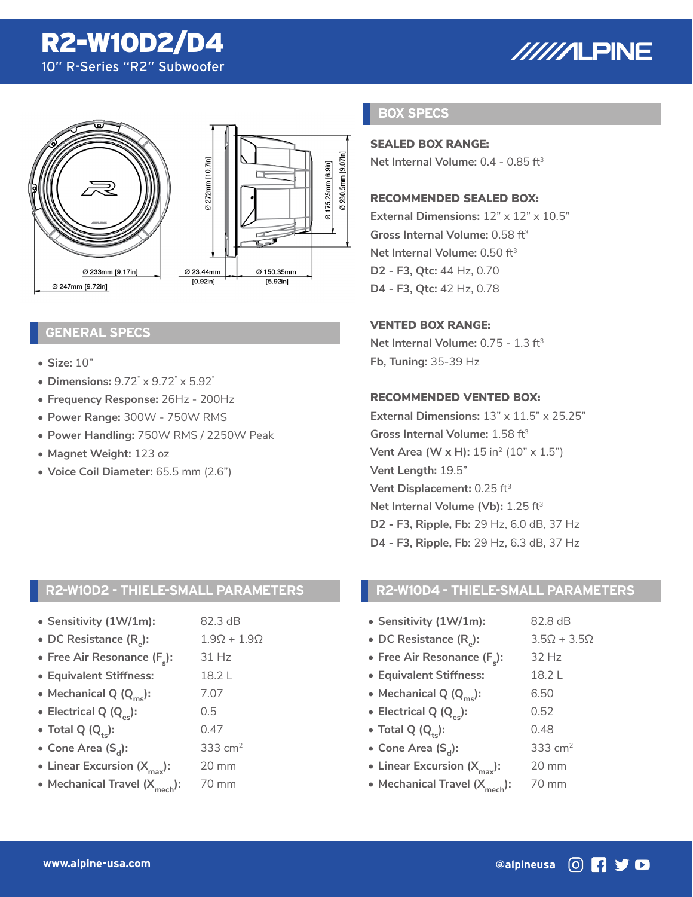# R2-W10D2/D4

10" R-Series "R2" Subwoofer

ALPINE

Ø 233mm [9.17in]
Ø 247mm [9.72in]
Ø 272mm [10.7in]
Ø 23.44mm [0.92in]
Ø 150.35mm [5.92in]
Ø 175.25mm [6.9in]
Ø 230.5mm [9.07in]

## GENERAL SPECS

- **Size:** 10"
- **Dimensions:** 9.72" x 9.72" x 5.92"
- **Frequency Response:** 26Hz - 200Hz
- **Power Range:** 300W - 750W RMS
- **Power Handling:** 750W RMS / 2250W Peak
- **Magnet Weight:** 123 oz
- **Voice Coil Diameter:** 65.5 mm (2.6")

## BOX SPECS

**SEALED BOX RANGE:**

**Net Internal Volume:** 0.4 - 0.85 $ft^3$

**RECOMMENDED SEALED BOX:**

**External Dimensions:** 12" x 12" x 10.5"
**Gross Internal Volume:** 0.58 $ft^3$
**Net Internal Volume:** 0.50 $ft^3$
**D2 - F3, Qtc:** 44 Hz, 0.70
**D4 - F3, Qtc:** 42 Hz, 0.78

**VENTED BOX RANGE:**

**Net Internal Volume:** 0.75 - 1.3 $ft^3$
**Fb, Tuning:** 35-39 Hz

**RECOMMENDED VENTED BOX:**

**External Dimensions:** 13" x 11.5" x 25.25"
**Gross Internal Volume:** 1.58 $ft^3$
**Vent Area (W x H):** 15 $in^2$ (10" x 1.5")
**Vent Length:** 19.5"
**Vent Displacement:** 0.25 $ft^3$
**Net Internal Volume (Vb):** 1.25 $ft^3$
**D2 - F3, Ripple, Fb:** 29 Hz, 6.0 dB, 37 Hz
**D4 - F3, Ripple, Fb:** 29 Hz, 6.3 dB, 37 Hz

## R2-W10D2 - THIELE-SMALL PARAMETERS

| | |
|---|---|
| Sensitivity (1W/1m): | 82.3 dB |
| DC Resistance ($R_e$): | 1.9Ω + 1.9Ω |
| Free Air Resonance ($F_s$): | 31 Hz |
| Equivalent Stiffness: | 18.2 L |
| Mechanical Q ($Q_{ms}$): | 7.07 |
| Electrical Q ($Q_{es}$): | 0.5 |
| Total Q ($Q_{ts}$): | 0.47 |
| Cone Area ($S_d$): | 333 $cm^2$ |
| Linear Excursion ($X_{max}$): | 20 mm |
| Mechanical Travel ($X_{mech}$): | 70 mm |

## R2-W10D4 - THIELE-SMALL PARAMETERS

| | |
|---|---|
| Sensitivity (1W/1m): | 82.8 dB |
| DC Resistance ($R_e$): | 3.5Ω + 3.5Ω |
| Free Air Resonance ($F_s$): | 32 Hz |
| Equivalent Stiffness: | 18.2 L |
| Mechanical Q ($Q_{ms}$): | 6.50 |
| Electrical Q ($Q_{es}$): | 0.52 |
| Total Q ($Q_{ts}$): | 0.48 |
| Cone Area ($S_d$): | 333 $cm^2$ |
| Linear Excursion ($X_{max}$): | 20 mm |
| Mechanical Travel ($X_{mech}$): | 70 mm |

www.alpine-usa.com

@alpineusa